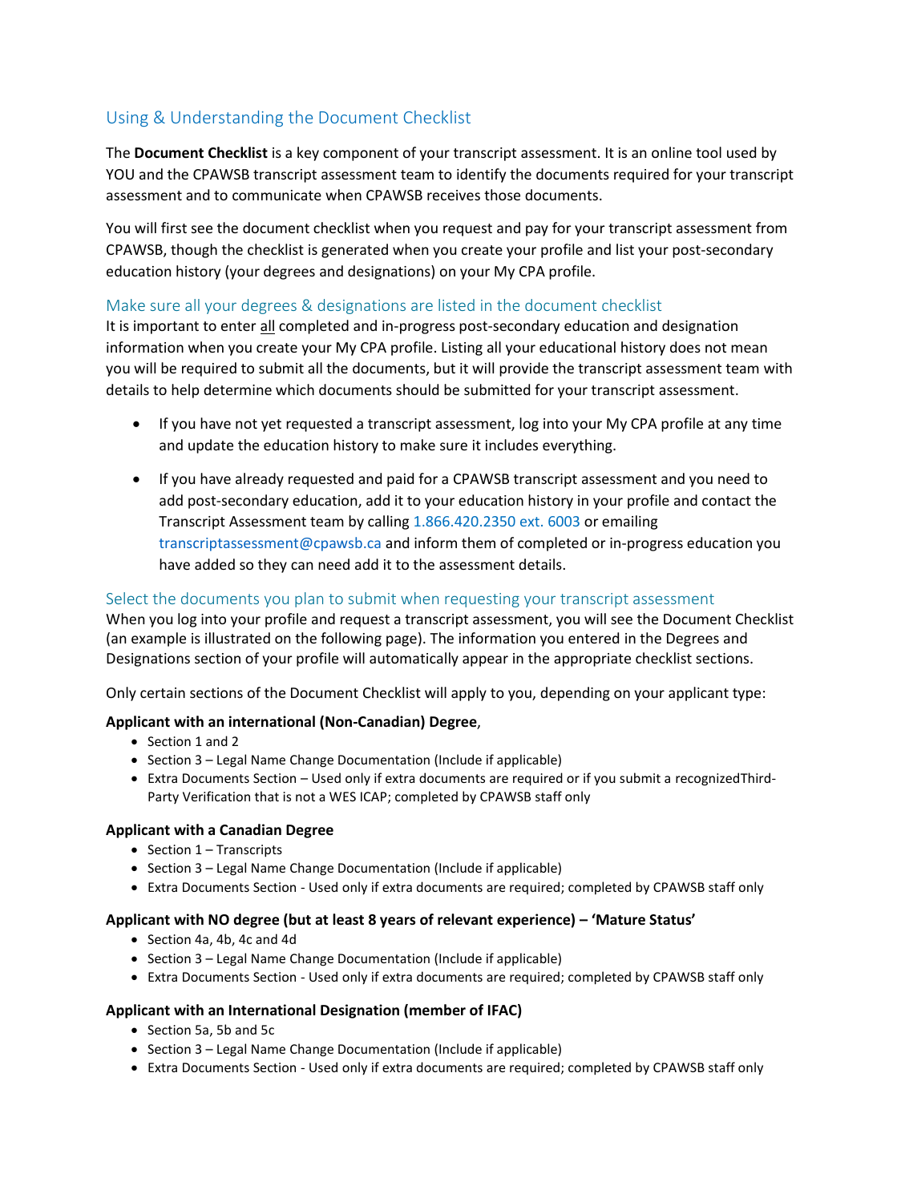## Using & Understanding the Document Checklist

The **Document Checklist** is a key component of your transcript assessment. It is an online tool used by YOU and the CPAWSB transcript assessment team to identify the documents required for your transcript assessment and to communicate when CPAWSB receives those documents.

You will first see the document checklist when you request and pay for your transcript assessment from CPAWSB, though the checklist is generated when you create your profile and list your post-secondary education history (your degrees and designations) on your My CPA profile.

### Make sure all your degrees & designations are listed in the document checklist

It is important to enter all completed and in-progress post-secondary education and designation information when you create your My CPA profile. Listing all your educational history does not mean you will be required to submit all the documents, but it will provide the transcript assessment team with details to help determine which documents should be submitted for your transcript assessment.

- If you have not yet requested a transcript assessment, log into your My CPA profile at any time and update the education history to make sure it includes everything.
- If you have already requested and paid for a CPAWSB transcript assessment and you need to add post-secondary education, add it to your education history in your profile and contact the Transcript Assessment team by calling 1.866.420.2350 ext. 6003 or emailing transcriptassessment@cpawsb.ca and inform them of completed or in-progress education you have added so they can need add it to the assessment details.

### Select the documents you plan to submit when requesting your transcript assessment

When you log into your profile and request a transcript assessment, you will see the Document Checklist (an example is illustrated on the following page). The information you entered in the Degrees and Designations section of your profile will automatically appear in the appropriate checklist sections.

Only certain sections of the Document Checklist will apply to you, depending on your applicant type:

**Applicant with an international (Non-Canadian) Degree**,

- Section 1 and 2
- Section 3 – Legal Name Change Documentation (Include if applicable)
- Extra Documents Section – Used only if extra documents are required or if you submit a recognizedThird-Party Verification that is not a WES ICAP; completed by CPAWSB staff only

**Applicant with a Canadian Degree**

- Section 1 – Transcripts
- Section 3 – Legal Name Change Documentation (Include if applicable)
- Extra Documents Section - Used only if extra documents are required; completed by CPAWSB staff only

**Applicant with NO degree (but at least 8 years of relevant experience) – 'Mature Status'**

- Section 4a, 4b, 4c and 4d
- Section 3 – Legal Name Change Documentation (Include if applicable)
- Extra Documents Section - Used only if extra documents are required; completed by CPAWSB staff only

**Applicant with an International Designation (member of IFAC)**

- Section 5a, 5b and 5c
- Section 3 – Legal Name Change Documentation (Include if applicable)
- Extra Documents Section - Used only if extra documents are required; completed by CPAWSB staff only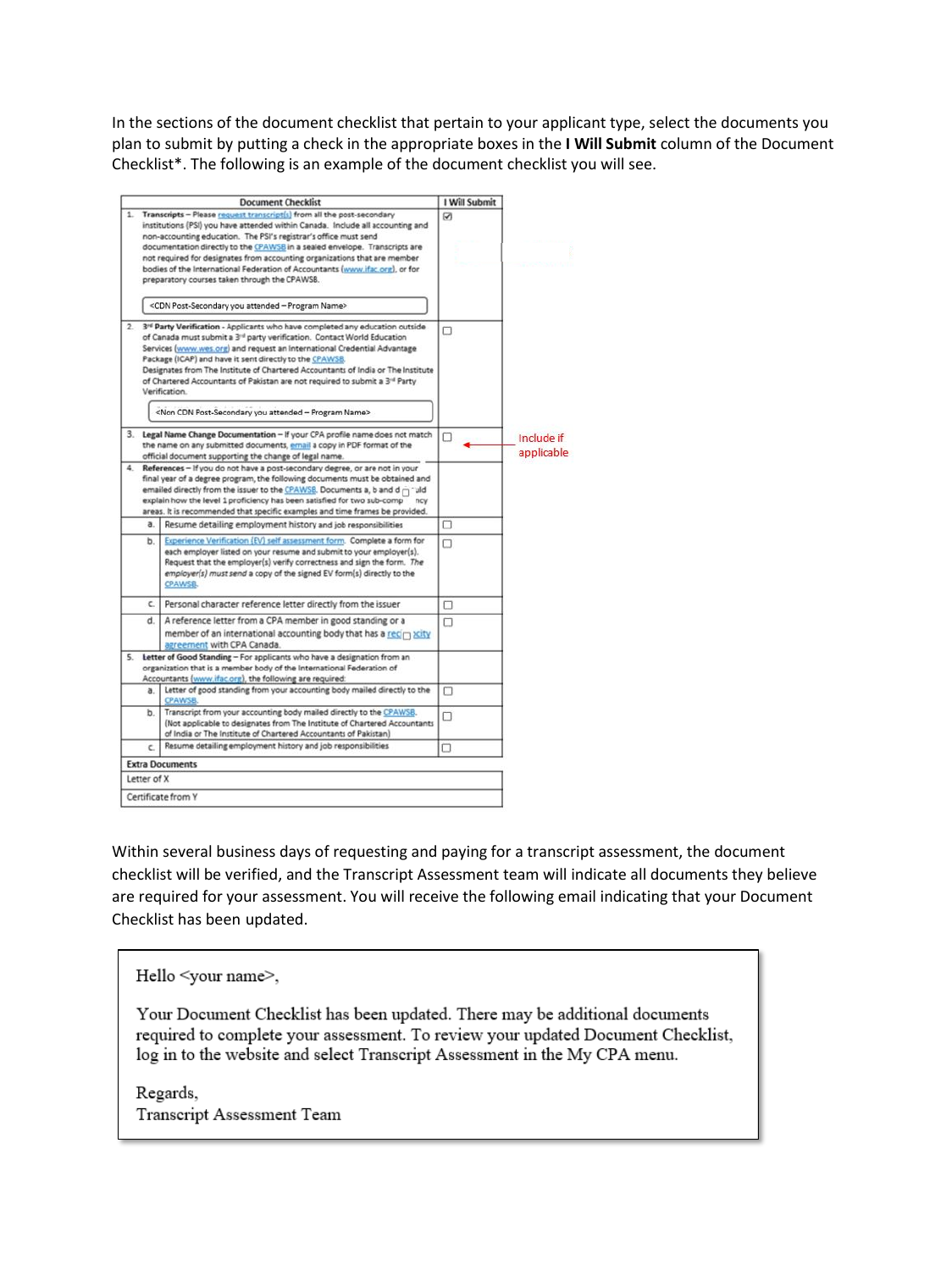In the sections of the document checklist that pertain to your applicant type, select the documents you plan to submit by putting a check in the appropriate boxes in the **I Will Submit** column of the Document Checklist*. The following is an example of the document checklist you will see.

| Document Checklist | | I Will Submit |
|---|---|---|
| 1. | **Transcripts** – Please request transcript(s) from all the post-secondary institutions (PSI) you have attended within Canada. Include all accounting and non-accounting education. The PSI's registrar's office must send documentation directly to the CPAWSB in a sealed envelope. Transcripts are not required for designates from accounting organizations that are member bodies of the International Federation of Accountants (www.ifac.org), or for preparatory courses taken through the CPAWSB. <CDN Post-Secondary you attended – Program Name> | ☑ |
| 2. | **3rd Party Verification** - Applicants who have completed any education outside of Canada must submit a 3rd party verification. Contact World Education Services (www.wes.org) and request an International Credential Advantage Package (ICAP) and have it sent directly to the CPAWSB. Designates from The Institute of Chartered Accountants of India or The Institute of Chartered Accountants of Pakistan are not required to submit a 3rd Party Verification. <Non CDN Post-Secondary you attended – Program Name> | ☐ |
| 3. | **Legal Name Change Documentation** – If your CPA profile name does not match the name on any submitted documents, email a copy in PDF format of the official document supporting the change of legal name. | ☐ |
| 4. | **References** – If you do not have a post-secondary degree, or are not in your final year of a degree program, the following documents must be obtained and emailed directly from the issuer to the CPAWSB. Documents a, b and d ☐ uld explain how the level 1 proficiency has been satisfied for two sub-comp ncy areas. It is recommended that specific examples and time frames be provided. | |
| a. | Resume detailing employment history and job responsibilities | ☐ |
| b. | Experience Verification (EV) self assessment form. Complete a form for each employer listed on your resume and submit to your employer(s). Request that the employer(s) verify correctness and sign the form. *The employer(s) must send* a copy of the signed EV form(s) directly to the CPAWSB. | ☐ |
| c. | Personal character reference letter directly from the issuer | ☐ |
| d. | A reference letter from a CPA member in good standing or a member of an international accounting body that has a rec☐ocity agreement with CPA Canada. | ☐ |
| 5. | **Letter of Good Standing** – For applicants who have a designation from an organization that is a member body of the International Federation of Accountants (www.ifac.org), the following are required: | |
| a. | Letter of good standing from your accounting body mailed directly to the CPAWSB. | ☐ |
| b. | Transcript from your accounting body mailed directly to the CPAWSB. (Not applicable to designates from The Institute of Chartered Accountants of India or The Institute of Chartered Accountants of Pakistan) | ☐ |
| c. | Resume detailing employment history and job responsibilities | ☐ |
| **Extra Documents** | | |
| Letter of X | | |
| Certificate from Y | | |

Include if applicable

Within several business days of requesting and paying for a transcript assessment, the document checklist will be verified, and the Transcript Assessment team will indicate all documents they believe are required for your assessment. You will receive the following email indicating that your Document Checklist has been updated.

> Hello <your name>,
>
> Your Document Checklist has been updated. There may be additional documents required to complete your assessment. To review your updated Document Checklist, log in to the website and select Transcript Assessment in the My CPA menu.
>
> Regards,
> Transcript Assessment Team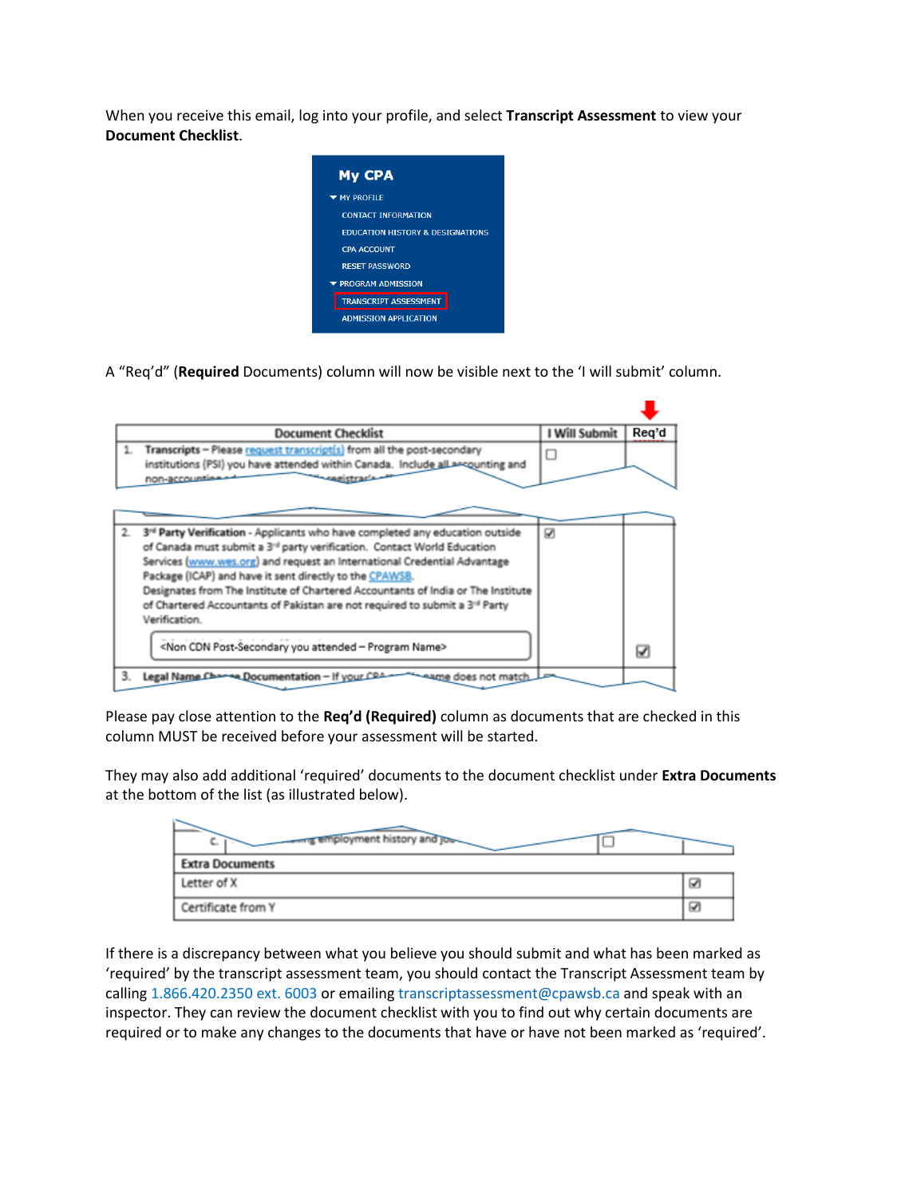When you receive this email, log into your profile, and select **Transcript Assessment** to view your **Document Checklist**.

A "Req'd" (**Required** Documents) column will now be visible next to the 'I will submit' column.

Please pay close attention to the **Req'd (Required)** column as documents that are checked in this column MUST be received before your assessment will be started.

They may also add additional 'required' documents to the document checklist under **Extra Documents** at the bottom of the list (as illustrated below).

If there is a discrepancy between what you believe you should submit and what has been marked as 'required' by the transcript assessment team, you should contact the Transcript Assessment team by calling 1.866.420.2350 ext. 6003 or emailing transcriptassessment@cpawsb.ca and speak with an inspector. They can review the document checklist with you to find out why certain documents are required or to make any changes to the documents that have or have not been marked as 'required'.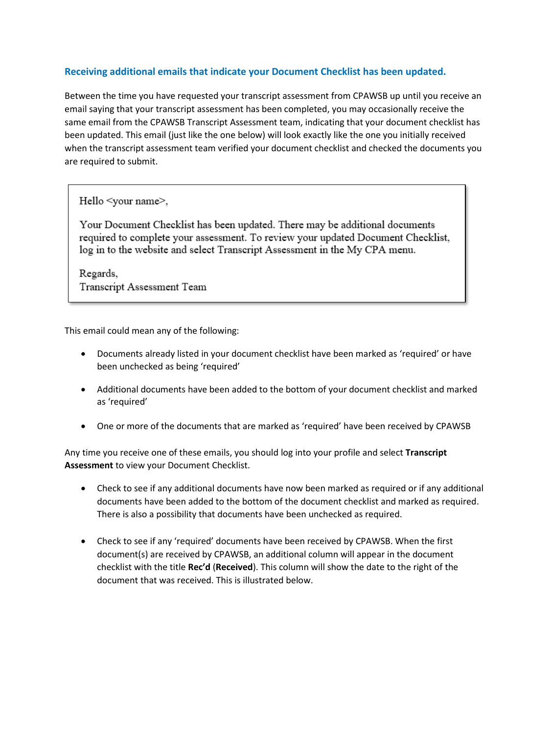## Receiving additional emails that indicate your Document Checklist has been updated.

Between the time you have requested your transcript assessment from CPAWSB up until you receive an email saying that your transcript assessment has been completed, you may occasionally receive the same email from the CPAWSB Transcript Assessment team, indicating that your document checklist has been updated. This email (just like the one below) will look exactly like the one you initially received when the transcript assessment team verified your document checklist and checked the documents you are required to submit.

> Hello <your name>,
>
> Your Document Checklist has been updated. There may be additional documents required to complete your assessment. To review your updated Document Checklist, log in to the website and select Transcript Assessment in the My CPA menu.
>
> Regards,
> Transcript Assessment Team

This email could mean any of the following:

- Documents already listed in your document checklist have been marked as 'required' or have been unchecked as being 'required'
- Additional documents have been added to the bottom of your document checklist and marked as 'required'
- One or more of the documents that are marked as 'required' have been received by CPAWSB

Any time you receive one of these emails, you should log into your profile and select **Transcript Assessment** to view your Document Checklist.

- Check to see if any additional documents have now been marked as required or if any additional documents have been added to the bottom of the document checklist and marked as required. There is also a possibility that documents have been unchecked as required.
- Check to see if any 'required' documents have been received by CPAWSB. When the first document(s) are received by CPAWSB, an additional column will appear in the document checklist with the title **Rec'd** (**Received**). This column will show the date to the right of the document that was received. This is illustrated below.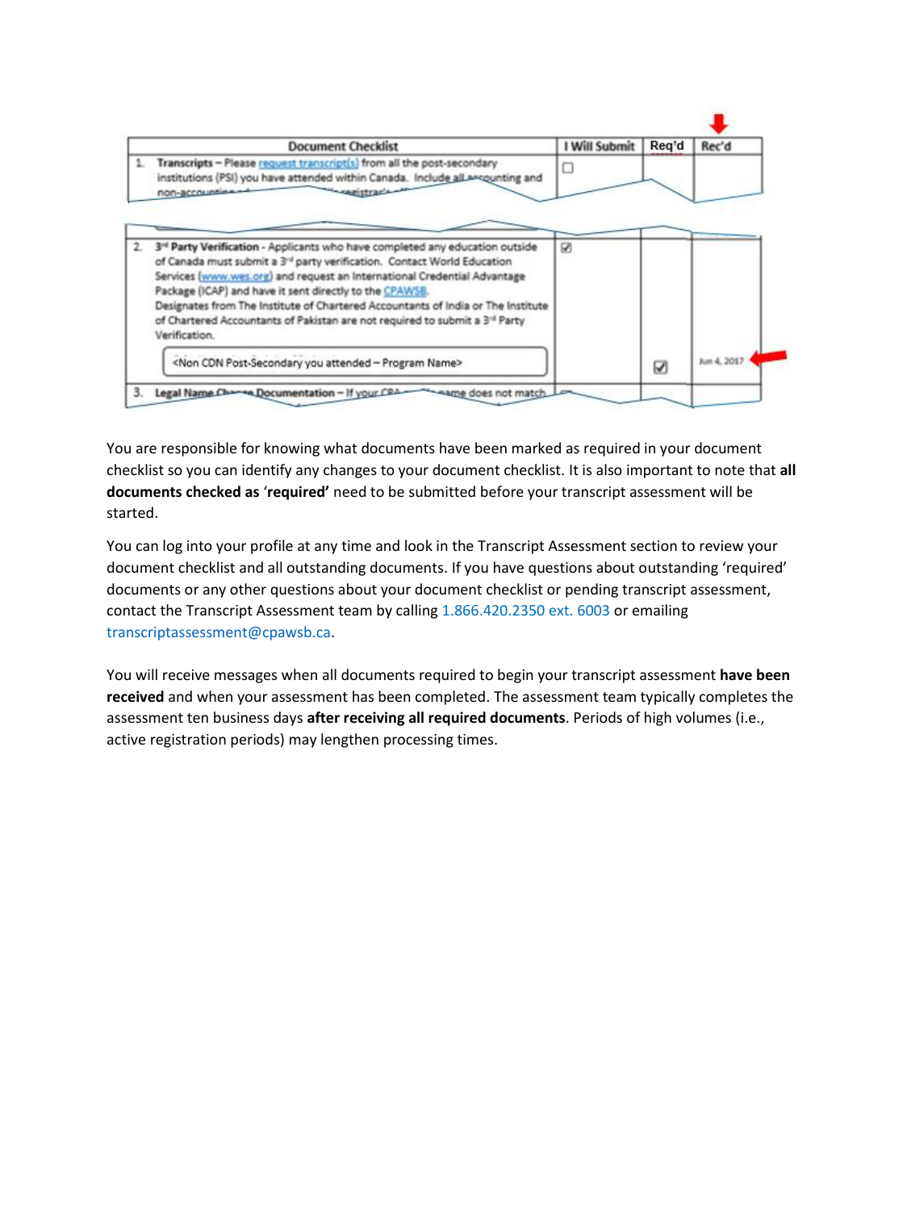| Document Checklist | I Will Submit | Req'd | Rec'd |
|---|---|---|---|
| 1. **Transcripts** – Please request transcript(s) from all the post-secondary institutions (PSI) you have attended within Canada. Include all accounting and non-accounting ... registrar's ... | ☐ | | |
| 2. **3rd Party Verification** - Applicants who have completed any education outside of Canada must submit a 3rd party verification. Contact World Education Services (www.wes.org) and request an International Credential Advantage Package (ICAP) and have it sent directly to the CPAWSB. Designates from The Institute of Chartered Accountants of India or The Institute of Chartered Accountants of Pakistan are not required to submit a 3rd Party Verification. | ☑ | | |
| <Non CDN Post-Secondary you attended – Program Name> | | ☑ | Jun 4, 2017 |
| 3. **Legal Name Change Documentation** – If your CPA ... name does not match | | | |

You are responsible for knowing what documents have been marked as required in your document checklist so you can identify any changes to your document checklist. It is also important to note that **all documents checked as** '**required**' need to be submitted before your transcript assessment will be started.

You can log into your profile at any time and look in the Transcript Assessment section to review your document checklist and all outstanding documents. If you have questions about outstanding 'required' documents or any other questions about your document checklist or pending transcript assessment, contact the Transcript Assessment team by calling 1.866.420.2350 ext. 6003 or emailing transcriptassessment@cpawsb.ca.

You will receive messages when all documents required to begin your transcript assessment **have been received** and when your assessment has been completed. The assessment team typically completes the assessment ten business days **after receiving all required documents**. Periods of high volumes (i.e., active registration periods) may lengthen processing times.